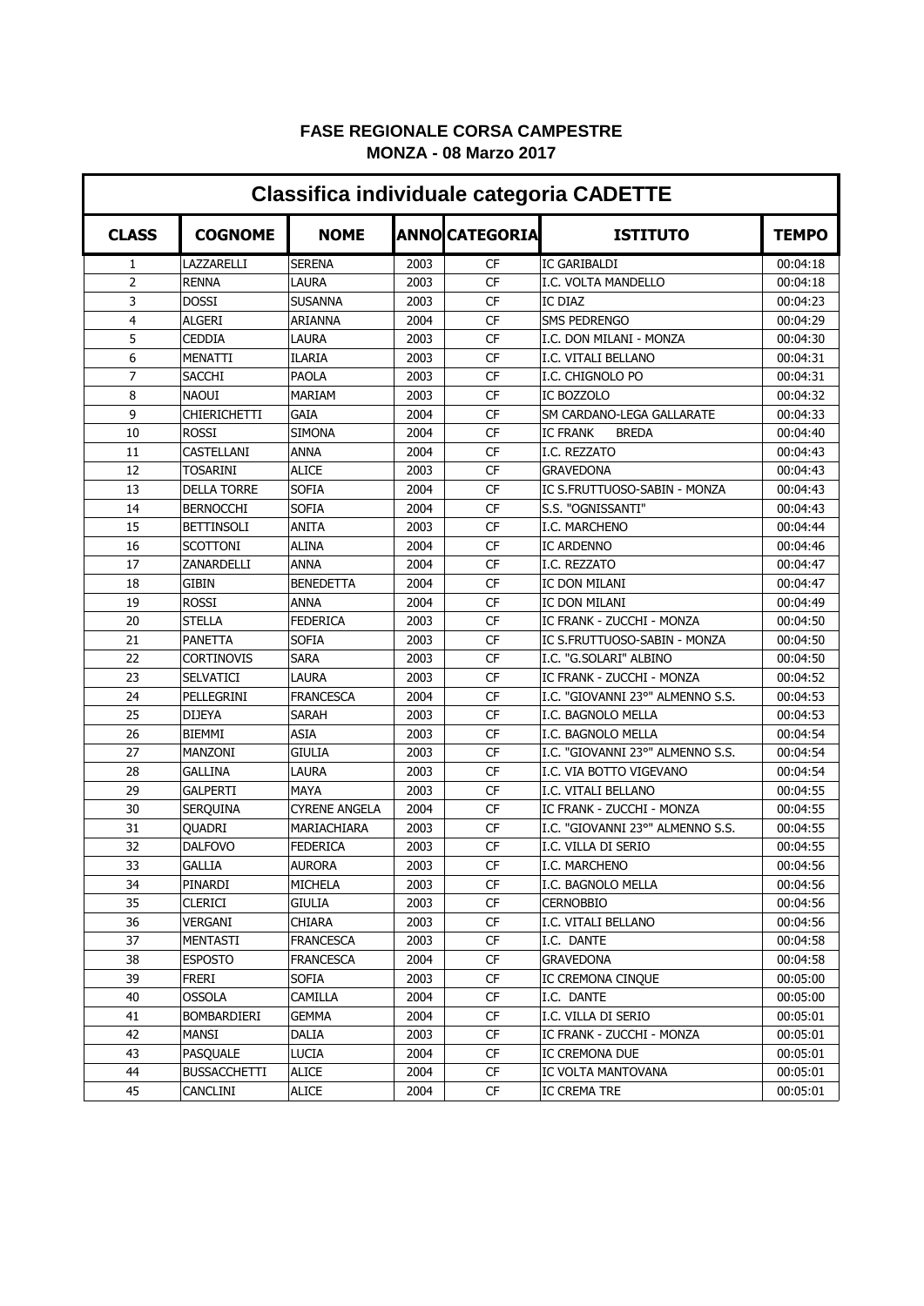## FASE REGIONALE CORSA CAMPESTRE
## MONZA - 08 Marzo 2017

### Classifica individuale categoria CADETTE

| CLASS | COGNOME | NOME | ANNO | CATEGORIA | ISTITUTO | TEMPO |
|---|---|---|---|---|---|---|
| 1 | LAZZARELLI | SERENA | 2003 | CF | IC GARIBALDI | 00:04:18 |
| 2 | RENNA | LAURA | 2003 | CF | I.C. VOLTA MANDELLO | 00:04:18 |
| 3 | DOSSI | SUSANNA | 2003 | CF | IC DIAZ | 00:04:23 |
| 4 | ALGERI | ARIANNA | 2004 | CF | SMS PEDRENGO | 00:04:29 |
| 5 | CEDDIA | LAURA | 2003 | CF | I.C. DON MILANI - MONZA | 00:04:30 |
| 6 | MENATTI | ILARIA | 2003 | CF | I.C. VITALI BELLANO | 00:04:31 |
| 7 | SACCHI | PAOLA | 2003 | CF | I.C. CHIGNOLO PO | 00:04:31 |
| 8 | NAOUI | MARIAM | 2003 | CF | IC BOZZOLO | 00:04:32 |
| 9 | CHIERICHETTI | GAIA | 2004 | CF | SM CARDANO-LEGA GALLARATE | 00:04:33 |
| 10 | ROSSI | SIMONA | 2004 | CF | IC FRANK BREDA | 00:04:40 |
| 11 | CASTELLANI | ANNA | 2004 | CF | I.C. REZZATO | 00:04:43 |
| 12 | TOSARINI | ALICE | 2003 | CF | GRAVEDONA | 00:04:43 |
| 13 | DELLA TORRE | SOFIA | 2004 | CF | IC S.FRUTTUOSO-SABIN - MONZA | 00:04:43 |
| 14 | BERNOCCHI | SOFIA | 2004 | CF | S.S. "OGNISSANTI" | 00:04:43 |
| 15 | BETTINSOLI | ANITA | 2003 | CF | I.C. MARCHENO | 00:04:44 |
| 16 | SCOTTONI | ALINA | 2004 | CF | IC ARDENNO | 00:04:46 |
| 17 | ZANARDELLI | ANNA | 2004 | CF | I.C. REZZATO | 00:04:47 |
| 18 | GIBIN | BENEDETTA | 2004 | CF | IC DON MILANI | 00:04:47 |
| 19 | ROSSI | ANNA | 2004 | CF | IC DON MILANI | 00:04:49 |
| 20 | STELLA | FEDERICA | 2003 | CF | IC FRANK - ZUCCHI - MONZA | 00:04:50 |
| 21 | PANETTA | SOFIA | 2003 | CF | IC S.FRUTTUOSO-SABIN - MONZA | 00:04:50 |
| 22 | CORTINOVIS | SARA | 2003 | CF | I.C. "G.SOLARI" ALBINO | 00:04:50 |
| 23 | SELVATICI | LAURA | 2003 | CF | IC FRANK - ZUCCHI - MONZA | 00:04:52 |
| 24 | PELLEGRINI | FRANCESCA | 2004 | CF | I.C. "GIOVANNI 23°" ALMENNO S.S. | 00:04:53 |
| 25 | DIJEYA | SARAH | 2003 | CF | I.C. BAGNOLO MELLA | 00:04:53 |
| 26 | BIEMMI | ASIA | 2003 | CF | I.C. BAGNOLO MELLA | 00:04:54 |
| 27 | MANZONI | GIULIA | 2003 | CF | I.C. "GIOVANNI 23°" ALMENNO S.S. | 00:04:54 |
| 28 | GALLINA | LAURA | 2003 | CF | I.C. VIA BOTTO VIGEVANO | 00:04:54 |
| 29 | GALPERTI | MAYA | 2003 | CF | I.C. VITALI BELLANO | 00:04:55 |
| 30 | SERQUINA | CYRENE ANGELA | 2004 | CF | IC FRANK - ZUCCHI - MONZA | 00:04:55 |
| 31 | QUADRI | MARIACHIARA | 2003 | CF | I.C. "GIOVANNI 23°" ALMENNO S.S. | 00:04:55 |
| 32 | DALFOVO | FEDERICA | 2003 | CF | I.C. VILLA DI SERIO | 00:04:55 |
| 33 | GALLIA | AURORA | 2003 | CF | I.C. MARCHENO | 00:04:56 |
| 34 | PINARDI | MICHELA | 2003 | CF | I.C. BAGNOLO MELLA | 00:04:56 |
| 35 | CLERICI | GIULIA | 2003 | CF | CERNOBBIO | 00:04:56 |
| 36 | VERGANI | CHIARA | 2003 | CF | I.C. VITALI BELLANO | 00:04:56 |
| 37 | MENTASTI | FRANCESCA | 2003 | CF | I.C. DANTE | 00:04:58 |
| 38 | ESPOSTO | FRANCESCA | 2004 | CF | GRAVEDONA | 00:04:58 |
| 39 | FRERI | SOFIA | 2003 | CF | IC CREMONA CINQUE | 00:05:00 |
| 40 | OSSOLA | CAMILLA | 2004 | CF | I.C. DANTE | 00:05:00 |
| 41 | BOMBARDIERI | GEMMA | 2004 | CF | I.C. VILLA DI SERIO | 00:05:01 |
| 42 | MANSI | DALIA | 2003 | CF | IC FRANK - ZUCCHI - MONZA | 00:05:01 |
| 43 | PASQUALE | LUCIA | 2004 | CF | IC CREMONA DUE | 00:05:01 |
| 44 | BUSSACCHETTI | ALICE | 2004 | CF | IC VOLTA MANTOVANA | 00:05:01 |
| 45 | CANCLINI | ALICE | 2004 | CF | IC CREMA TRE | 00:05:01 |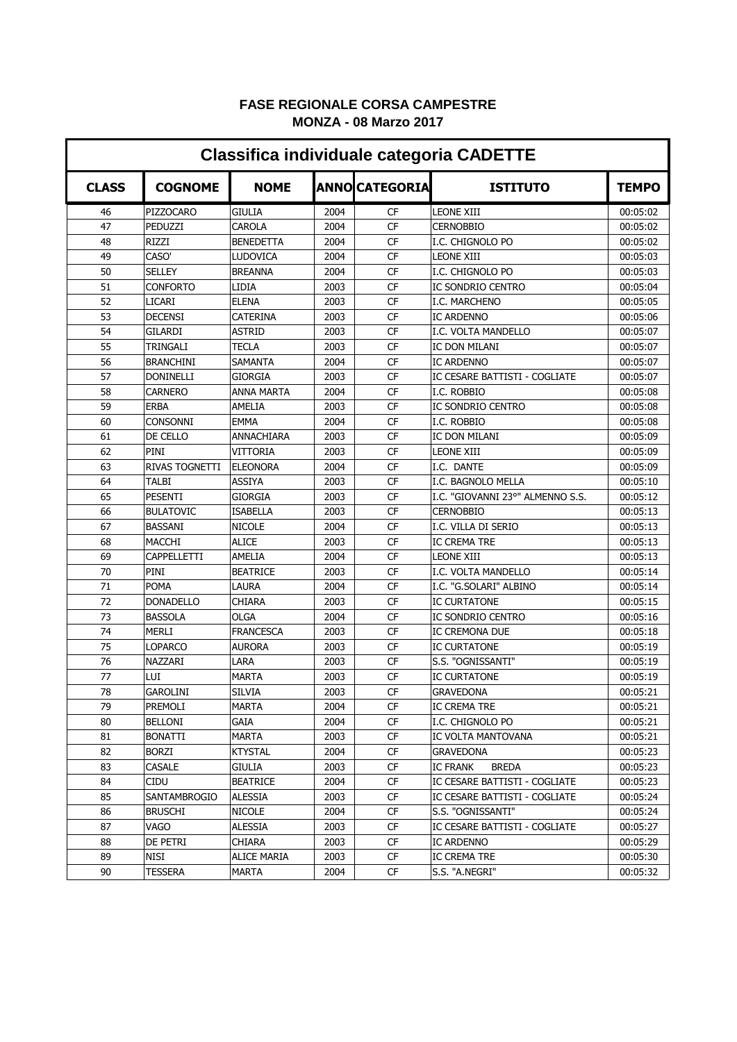**FASE REGIONALE CORSA CAMPESTRE**
**MONZA - 08 Marzo 2017**

## Classifica individuale categoria CADETTE

| CLASS | COGNOME | NOME | ANNO | CATEGORIA | ISTITUTO | TEMPO |
|---|---|---|---|---|---|---|
| 46 | PIZZOCARO | GIULIA | 2004 | CF | LEONE XIII | 00:05:02 |
| 47 | PEDUZZI | CAROLA | 2004 | CF | CERNOBBIO | 00:05:02 |
| 48 | RIZZI | BENEDETTA | 2004 | CF | I.C. CHIGNOLO PO | 00:05:02 |
| 49 | CASO' | LUDOVICA | 2004 | CF | LEONE XIII | 00:05:03 |
| 50 | SELLEY | BREANNA | 2004 | CF | I.C. CHIGNOLO PO | 00:05:03 |
| 51 | CONFORTO | LIDIA | 2003 | CF | IC SONDRIO CENTRO | 00:05:04 |
| 52 | LICARI | ELENA | 2003 | CF | I.C. MARCHENO | 00:05:05 |
| 53 | DECENSI | CATERINA | 2003 | CF | IC ARDENNO | 00:05:06 |
| 54 | GILARDI | ASTRID | 2003 | CF | I.C. VOLTA MANDELLO | 00:05:07 |
| 55 | TRINGALI | TECLA | 2003 | CF | IC DON MILANI | 00:05:07 |
| 56 | BRANCHINI | SAMANTA | 2004 | CF | IC ARDENNO | 00:05:07 |
| 57 | DONINELLI | GIORGIA | 2003 | CF | IC CESARE BATTISTI - COGLIATE | 00:05:07 |
| 58 | CARNERO | ANNA MARTA | 2004 | CF | I.C. ROBBIO | 00:05:08 |
| 59 | ERBA | AMELIA | 2003 | CF | IC SONDRIO CENTRO | 00:05:08 |
| 60 | CONSONNI | EMMA | 2004 | CF | I.C. ROBBIO | 00:05:08 |
| 61 | DE CELLO | ANNACHIARA | 2003 | CF | IC DON MILANI | 00:05:09 |
| 62 | PINI | VITTORIA | 2003 | CF | LEONE XIII | 00:05:09 |
| 63 | RIVAS TOGNETTI | ELEONORA | 2004 | CF | I.C. DANTE | 00:05:09 |
| 64 | TALBI | ASSIYA | 2003 | CF | I.C. BAGNOLO MELLA | 00:05:10 |
| 65 | PESENTI | GIORGIA | 2003 | CF | I.C. "GIOVANNI 23°" ALMENNO S.S. | 00:05:12 |
| 66 | BULATOVIC | ISABELLA | 2003 | CF | CERNOBBIO | 00:05:13 |
| 67 | BASSANI | NICOLE | 2004 | CF | I.C. VILLA DI SERIO | 00:05:13 |
| 68 | MACCHI | ALICE | 2003 | CF | IC CREMA TRE | 00:05:13 |
| 69 | CAPPELLETTI | AMELIA | 2004 | CF | LEONE XIII | 00:05:13 |
| 70 | PINI | BEATRICE | 2003 | CF | I.C. VOLTA MANDELLO | 00:05:14 |
| 71 | POMA | LAURA | 2004 | CF | I.C. "G.SOLARI" ALBINO | 00:05:14 |
| 72 | DONADELLO | CHIARA | 2003 | CF | IC CURTATONE | 00:05:15 |
| 73 | BASSOLA | OLGA | 2004 | CF | IC SONDRIO CENTRO | 00:05:16 |
| 74 | MERLI | FRANCESCA | 2003 | CF | IC CREMONA DUE | 00:05:18 |
| 75 | LOPARCO | AURORA | 2003 | CF | IC CURTATONE | 00:05:19 |
| 76 | NAZZARI | LARA | 2003 | CF | S.S. "OGNISSANTI" | 00:05:19 |
| 77 | LUI | MARTA | 2003 | CF | IC CURTATONE | 00:05:19 |
| 78 | GAROLINI | SILVIA | 2003 | CF | GRAVEDONA | 00:05:21 |
| 79 | PREMOLI | MARTA | 2004 | CF | IC CREMA TRE | 00:05:21 |
| 80 | BELLONI | GAIA | 2004 | CF | I.C. CHIGNOLO PO | 00:05:21 |
| 81 | BONATTI | MARTA | 2003 | CF | IC VOLTA MANTOVANA | 00:05:21 |
| 82 | BORZI | KTYSTAL | 2004 | CF | GRAVEDONA | 00:05:23 |
| 83 | CASALE | GIULIA | 2003 | CF | IC FRANK BREDA | 00:05:23 |
| 84 | CIDU | BEATRICE | 2004 | CF | IC CESARE BATTISTI - COGLIATE | 00:05:23 |
| 85 | SANTAMBROGIO | ALESSIA | 2003 | CF | IC CESARE BATTISTI - COGLIATE | 00:05:24 |
| 86 | BRUSCHI | NICOLE | 2004 | CF | S.S. "OGNISSANTI" | 00:05:24 |
| 87 | VAGO | ALESSIA | 2003 | CF | IC CESARE BATTISTI - COGLIATE | 00:05:27 |
| 88 | DE PETRI | CHIARA | 2003 | CF | IC ARDENNO | 00:05:29 |
| 89 | NISI | ALICE MARIA | 2003 | CF | IC CREMA TRE | 00:05:30 |
| 90 | TESSERA | MARTA | 2004 | CF | S.S. "A.NEGRI" | 00:05:32 |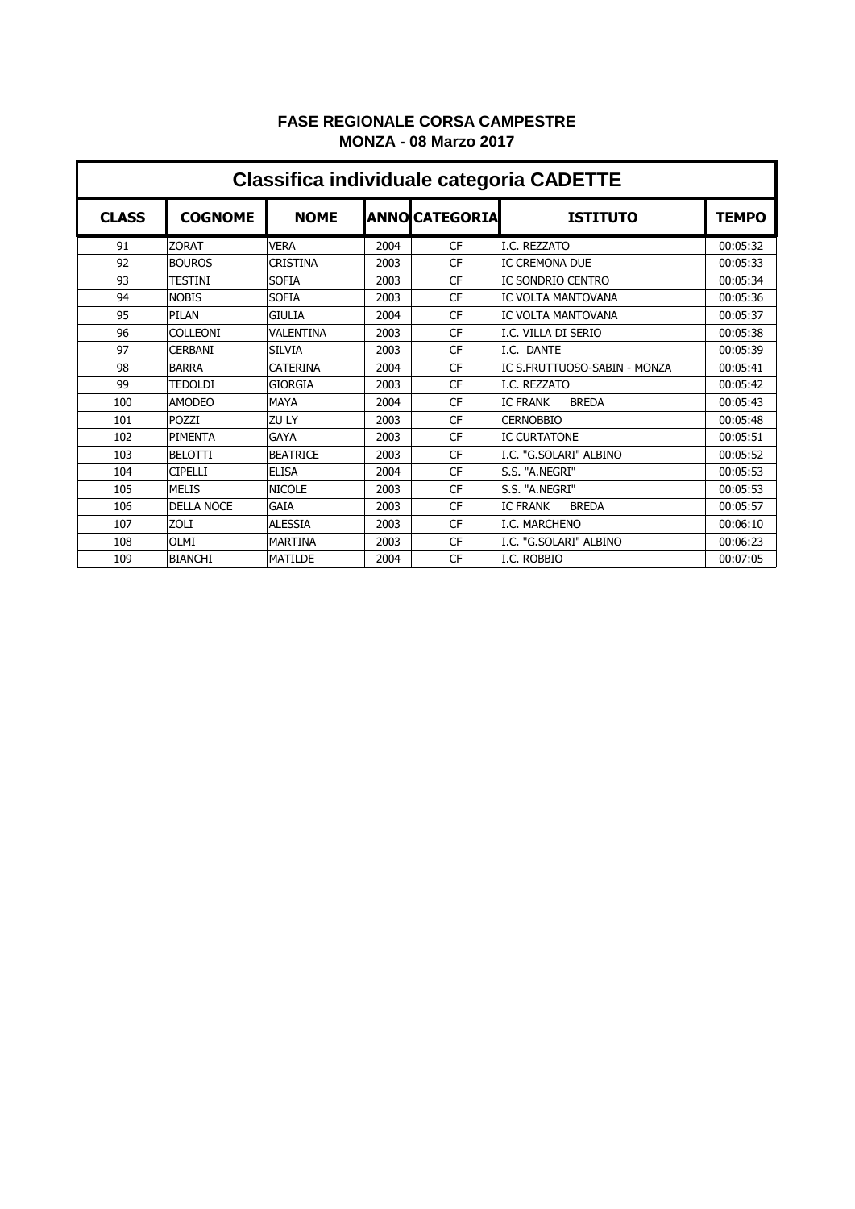**FASE REGIONALE CORSA CAMPESTRE**
**MONZA - 08 Marzo 2017**

## Classifica individuale categoria CADETTE

| CLASS | COGNOME | NOME | ANNO | CATEGORIA | ISTITUTO | TEMPO |
|---|---|---|---|---|---|---|
| 91 | ZORAT | VERA | 2004 | CF | I.C. REZZATO | 00:05:32 |
| 92 | BOUROS | CRISTINA | 2003 | CF | IC CREMONA DUE | 00:05:33 |
| 93 | TESTINI | SOFIA | 2003 | CF | IC SONDRIO CENTRO | 00:05:34 |
| 94 | NOBIS | SOFIA | 2003 | CF | IC VOLTA MANTOVANA | 00:05:36 |
| 95 | PILAN | GIULIA | 2004 | CF | IC VOLTA MANTOVANA | 00:05:37 |
| 96 | COLLEONI | VALENTINA | 2003 | CF | I.C. VILLA DI SERIO | 00:05:38 |
| 97 | CERBANI | SILVIA | 2003 | CF | I.C. DANTE | 00:05:39 |
| 98 | BARRA | CATERINA | 2004 | CF | IC S.FRUTTUOSO-SABIN - MONZA | 00:05:41 |
| 99 | TEDOLDI | GIORGIA | 2003 | CF | I.C. REZZATO | 00:05:42 |
| 100 | AMODEO | MAYA | 2004 | CF | IC FRANK BREDA | 00:05:43 |
| 101 | POZZI | ZU LY | 2003 | CF | CERNOBBIO | 00:05:48 |
| 102 | PIMENTA | GAYA | 2003 | CF | IC CURTATONE | 00:05:51 |
| 103 | BELOTTI | BEATRICE | 2003 | CF | I.C. "G.SOLARI" ALBINO | 00:05:52 |
| 104 | CIPELLI | ELISA | 2004 | CF | S.S. "A.NEGRI" | 00:05:53 |
| 105 | MELIS | NICOLE | 2003 | CF | S.S. "A.NEGRI" | 00:05:53 |
| 106 | DELLA NOCE | GAIA | 2003 | CF | IC FRANK BREDA | 00:05:57 |
| 107 | ZOLI | ALESSIA | 2003 | CF | I.C. MARCHENO | 00:06:10 |
| 108 | OLMI | MARTINA | 2003 | CF | I.C. "G.SOLARI" ALBINO | 00:06:23 |
| 109 | BIANCHI | MATILDE | 2004 | CF | I.C. ROBBIO | 00:07:05 |